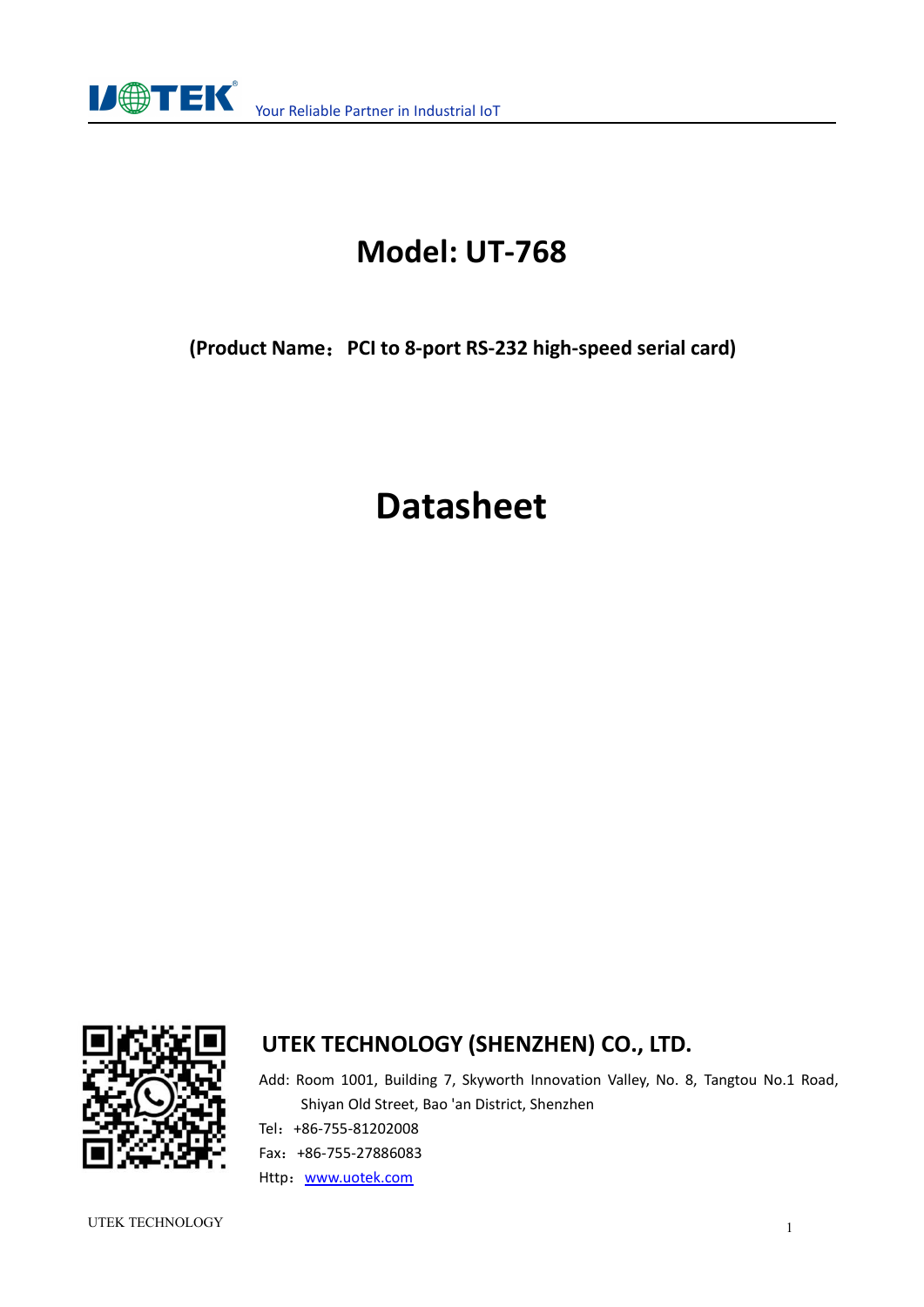Your Reliable Partner in Industrial IoT

# Model: UT-768

**(Product Name：PCI to 8-port RS-232 high-speed serial card)**

# Datasheet

## UTEK TECHNOLOGY (SHENZHEN) CO., LTD.

Add: Room 1001, Building 7, Skyworth Innovation Valley, No. 8, Tangtou No.1 Road, Shiyan Old Street, Bao 'an District, Shenzhen

Tel：+86-755-81202008

Fax：+86-755-27886083

Http：www.uotek.com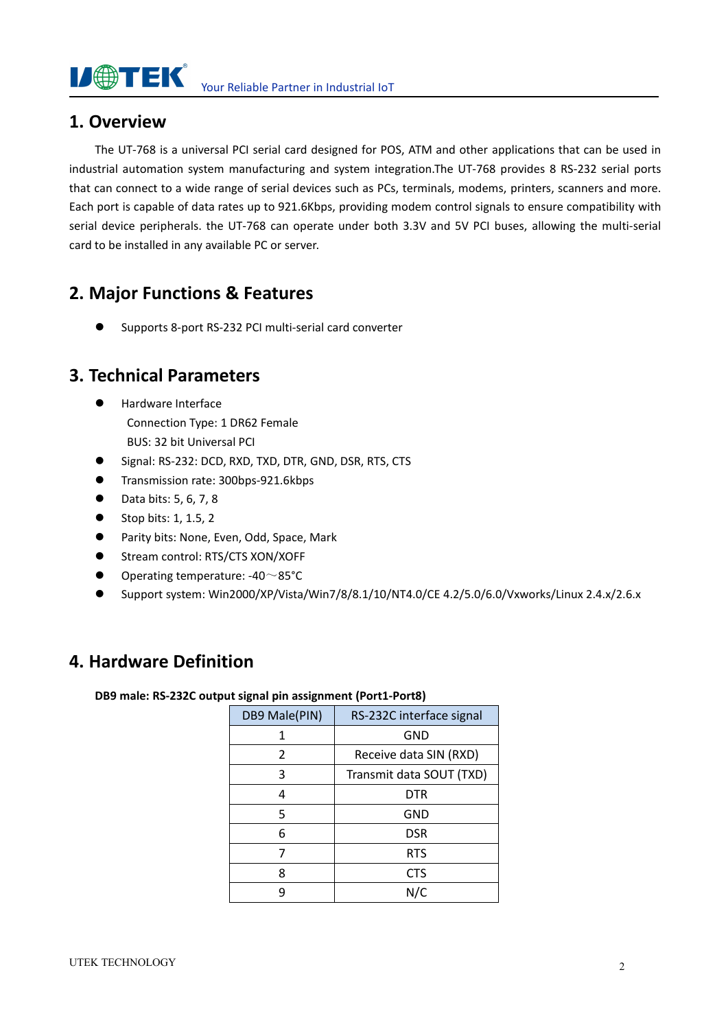## 1. Overview

The UT-768 is a universal PCI serial card designed for POS, ATM and other applications that can be used in industrial automation system manufacturing and system integration.The UT-768 provides 8 RS-232 serial ports that can connect to a wide range of serial devices such as PCs, terminals, modems, printers, scanners and more. Each port is capable of data rates up to 921.6Kbps, providing modem control signals to ensure compatibility with serial device peripherals. the UT-768 can operate under both 3.3V and 5V PCI buses, allowing the multi-serial card to be installed in any available PC or server.

## 2. Major Functions & Features

- Supports 8-port RS-232 PCI multi-serial card converter

## 3. Technical Parameters

- Hardware Interface
  Connection Type: 1 DR62 Female
  BUS: 32 bit Universal PCI
- Signal: RS-232: DCD, RXD, TXD, DTR, GND, DSR, RTS, CTS
- Transmission rate: 300bps-921.6kbps
- Data bits: 5, 6, 7, 8
- Stop bits: 1, 1.5, 2
- Parity bits: None, Even, Odd, Space, Mark
- Stream control: RTS/CTS XON/XOFF
- Operating temperature: -40～85°C
- Support system: Win2000/XP/Vista/Win7/8/8.1/10/NT4.0/CE 4.2/5.0/6.0/Vxworks/Linux 2.4.x/2.6.x

## 4. Hardware Definition

**DB9 male: RS-232C output signal pin assignment (Port1-Port8)**

| DB9 Male(PIN) | RS-232C interface signal |
|---|---|
| 1 | GND |
| 2 | Receive data SIN (RXD) |
| 3 | Transmit data SOUT (TXD) |
| 4 | DTR |
| 5 | GND |
| 6 | DSR |
| 7 | RTS |
| 8 | CTS |
| 9 | N/C |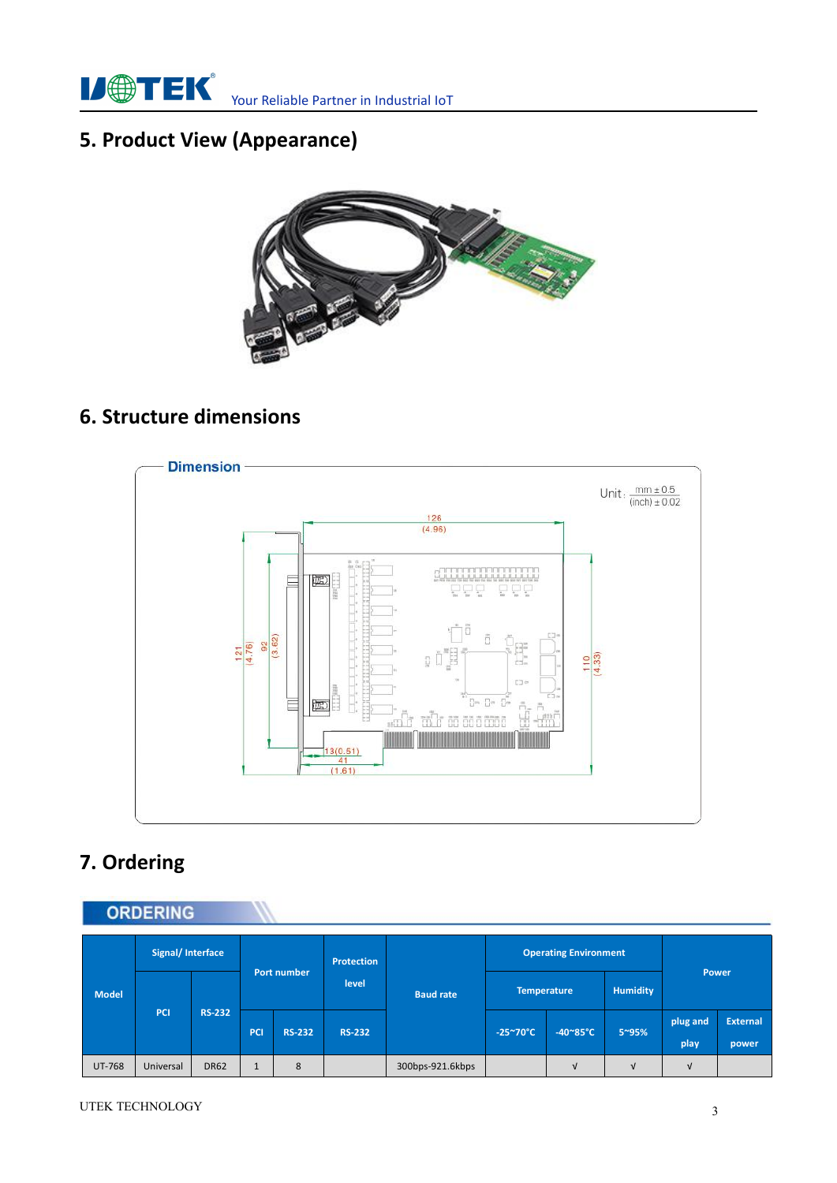## 5. Product View (Appearance)

## 6. Structure dimensions

Dimension

Unit: mm ± 0.5 / (inch) ± 0.02

126 (4.96)

121 (4.76)

92 (3.62)

110 (4.33)

13(0.51)

41 (1.61)

## 7. Ordering

ORDERING

| Model | Signal/ Interface | | Port number | | Protection level | Baud rate | Operating Environment | | | Power | |
|---|---|---|---|---|---|---|---|---|---|---|---|
| | PCI | RS-232 | | | | | Temperature | | Humidity | | |
| | | | PCI | RS-232 | RS-232 | | -25~70°C | -40~85°C | 5~95% | plug and play | External power |
| UT-768 | Universal | DR62 | 1 | 8 | | 300bps-921.6kbps | | √ | √ | √ | |

UTEK TECHNOLOGY